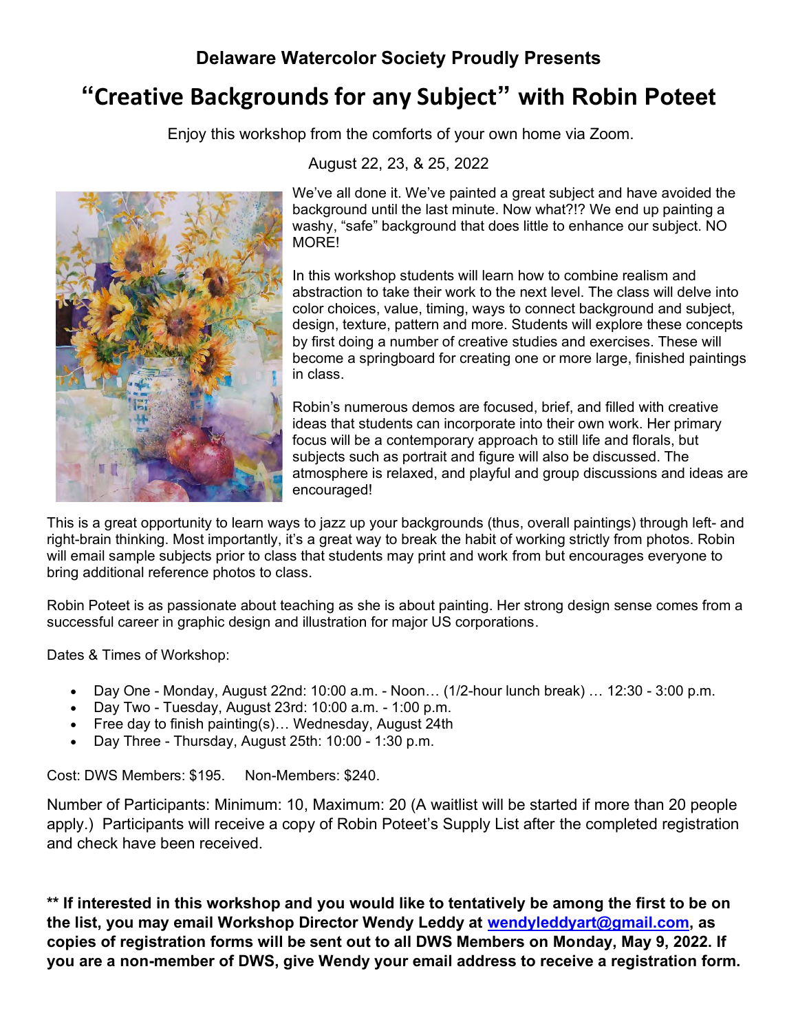**Delaware Watercolor Society Proudly Presents**

# "Creative Backgrounds for any Subject" with Robin Poteet

Enjoy this workshop from the comforts of your own home via Zoom.

August 22, 23, & 25, 2022

We've all done it. We've painted a great subject and have avoided the background until the last minute. Now what?!? We end up painting a washy, "safe" background that does little to enhance our subject. NO MORE!

In this workshop students will learn how to combine realism and abstraction to take their work to the next level. The class will delve into color choices, value, timing, ways to connect background and subject, design, texture, pattern and more. Students will explore these concepts by first doing a number of creative studies and exercises. These will become a springboard for creating one or more large, finished paintings in class.

Robin's numerous demos are focused, brief, and filled with creative ideas that students can incorporate into their own work. Her primary focus will be a contemporary approach to still life and florals, but subjects such as portrait and figure will also be discussed. The atmosphere is relaxed, and playful and group discussions and ideas are encouraged!

This is a great opportunity to learn ways to jazz up your backgrounds (thus, overall paintings) through left- and right-brain thinking. Most importantly, it's a great way to break the habit of working strictly from photos. Robin will email sample subjects prior to class that students may print and work from but encourages everyone to bring additional reference photos to class.

Robin Poteet is as passionate about teaching as she is about painting. Her strong design sense comes from a successful career in graphic design and illustration for major US corporations.

Dates & Times of Workshop:

- Day One - Monday, August 22nd: 10:00 a.m. - Noon… (1/2-hour lunch break) … 12:30 - 3:00 p.m.
- Day Two - Tuesday, August 23rd: 10:00 a.m. - 1:00 p.m.
- Free day to finish painting(s)… Wednesday, August 24th
- Day Three - Thursday, August 25th: 10:00 - 1:30 p.m.

Cost: DWS Members: $195.     Non-Members: $240.

Number of Participants: Minimum: 10, Maximum: 20 (A waitlist will be started if more than 20 people apply.) Participants will receive a copy of Robin Poteet's Supply List after the completed registration and check have been received.

**** If interested in this workshop and you would like to tentatively be among the first to be on the list, you may email Workshop Director Wendy Leddy at [wendyleddyart@gmail.com](mailto:wendyleddyart@gmail.com), as copies of registration forms will be sent out to all DWS Members on Monday, May 9, 2022. If you are a non-member of DWS, give Wendy your email address to receive a registration form.**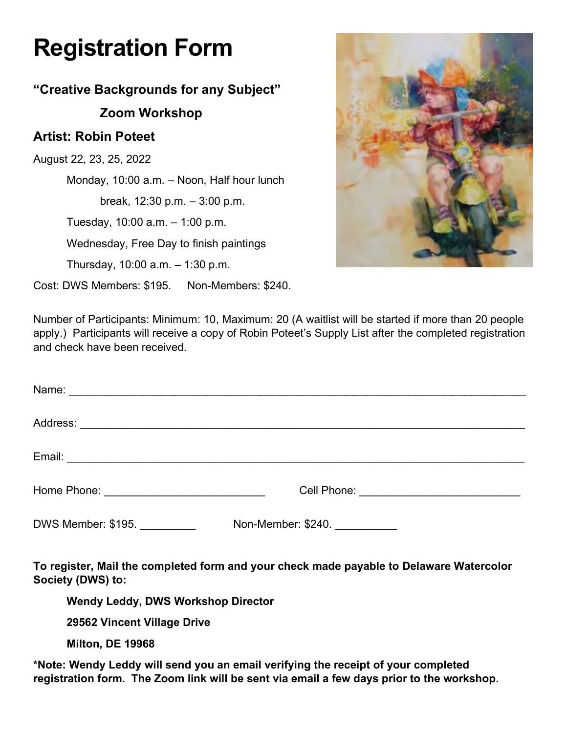# Registration Form

### "Creative Backgrounds for any Subject"

### Zoom Workshop

### Artist: Robin Poteet

August 22, 23, 25, 2022

Monday, 10:00 a.m. – Noon, Half hour lunch break, 12:30 p.m. – 3:00 p.m.

Tuesday, 10:00 a.m. – 1:00 p.m.

Wednesday, Free Day to finish paintings

Thursday, 10:00 a.m. – 1:30 p.m.

Cost: DWS Members: $195. Non-Members: $240.

Number of Participants: Minimum: 10, Maximum: 20 (A waitlist will be started if more than 20 people apply.) Participants will receive a copy of Robin Poteet's Supply List after the completed registration and check have been received.

Name: ______________________________________________________________________

Address: ____________________________________________________________________

Email: ______________________________________________________________________

Home Phone: __________________________ Cell Phone: __________________________

DWS Member: $195. _________ Non-Member: $240. __________

**To register, Mail the completed form and your check made payable to Delaware Watercolor Society (DWS) to:**

**Wendy Leddy, DWS Workshop Director**

**29562 Vincent Village Drive**

**Milton, DE 19968**

**\*Note: Wendy Leddy will send you an email verifying the receipt of your completed registration form. The Zoom link will be sent via email a few days prior to the workshop.**